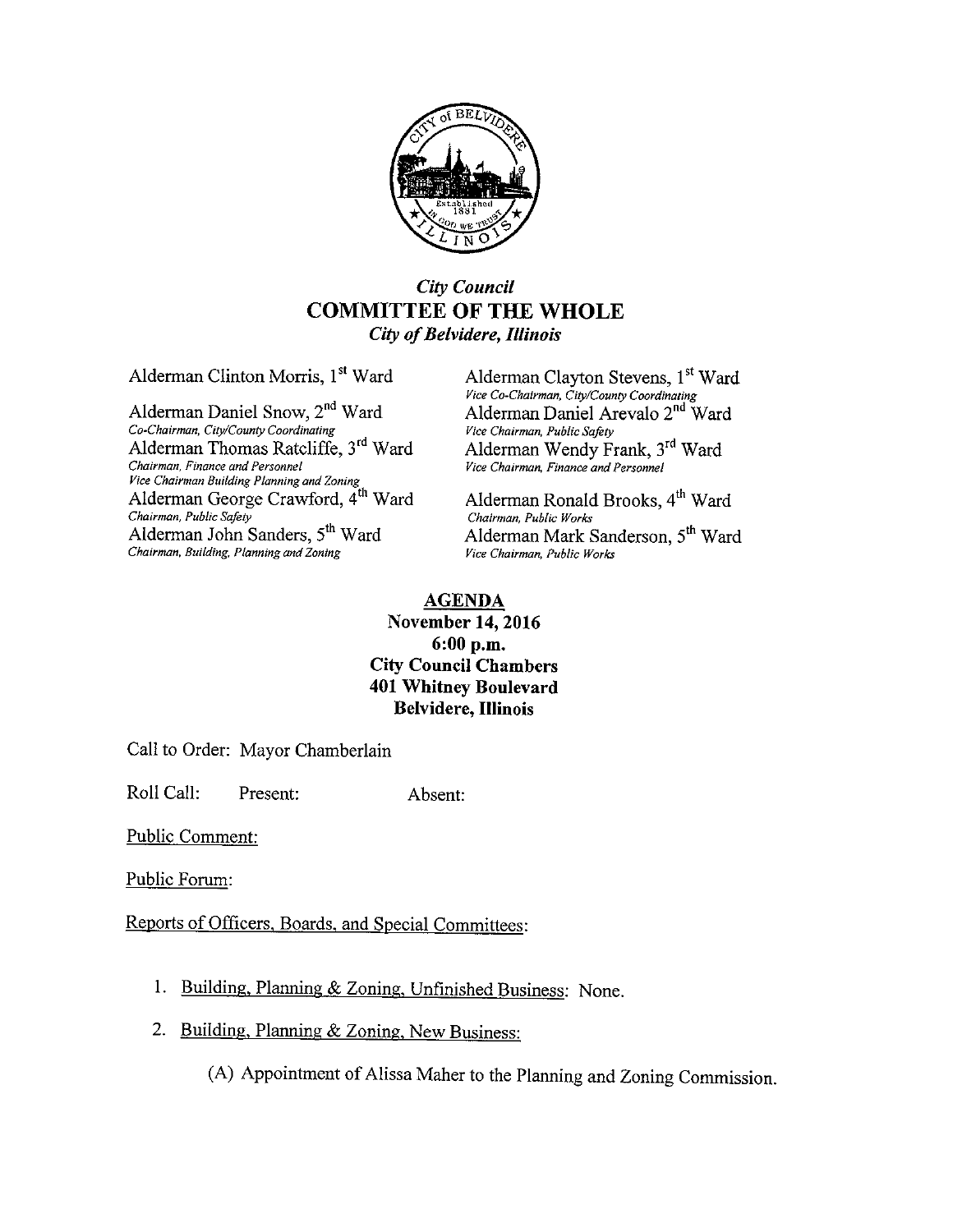*City Council*

# COMMITTEE OF THE WHOLE

*City of Belvidere, Illinois*

Alderman Clinton Morris, 1st Ward

Alderman Clayton Stevens, 1st Ward
*Vice Co-Chairman, City/County Coordinating*

Alderman Daniel Snow, 2nd Ward
*Co-Chairman, City/County Coordinating*

Alderman Daniel Arevalo 2nd Ward
*Vice Chairman, Public Safety*

Alderman Thomas Ratcliffe, 3rd Ward
*Chairman, Finance and Personnel*
*Vice Chairman Building Planning and Zoning*

Alderman Wendy Frank, 3rd Ward
*Vice Chairman, Finance and Personnel*

Alderman George Crawford, 4th Ward
*Chairman, Public Safety*

Alderman Ronald Brooks, 4th Ward
*Chairman, Public Works*

Alderman John Sanders, 5th Ward
*Chairman, Building, Planning and Zoning*

Alderman Mark Sanderson, 5th Ward
*Vice Chairman, Public Works*

## AGENDA

**November 14, 2016**
**6:00 p.m.**
**City Council Chambers**
**401 Whitney Boulevard**
**Belvidere, Illinois**

Call to Order: Mayor Chamberlain

Roll Call: Present: Absent:

Public Comment:

Public Forum:

Reports of Officers, Boards, and Special Committees:

1. Building, Planning & Zoning, Unfinished Business: None.
2. Building, Planning & Zoning, New Business:
   (A) Appointment of Alissa Maher to the Planning and Zoning Commission.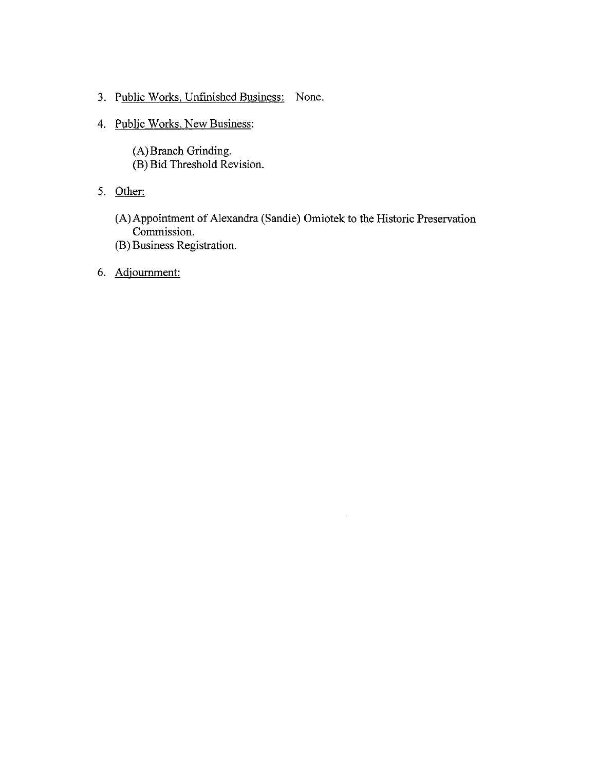3. <u>Public Works, Unfinished Business:</u> None.

4. <u>Public Works, New Business:</u>

   (A) Branch Grinding.
   (B) Bid Threshold Revision.

5. <u>Other:</u>

   (A) Appointment of Alexandra (Sandie) Omiotek to the Historic Preservation Commission.
   (B) Business Registration.

6. <u>Adjournment:</u>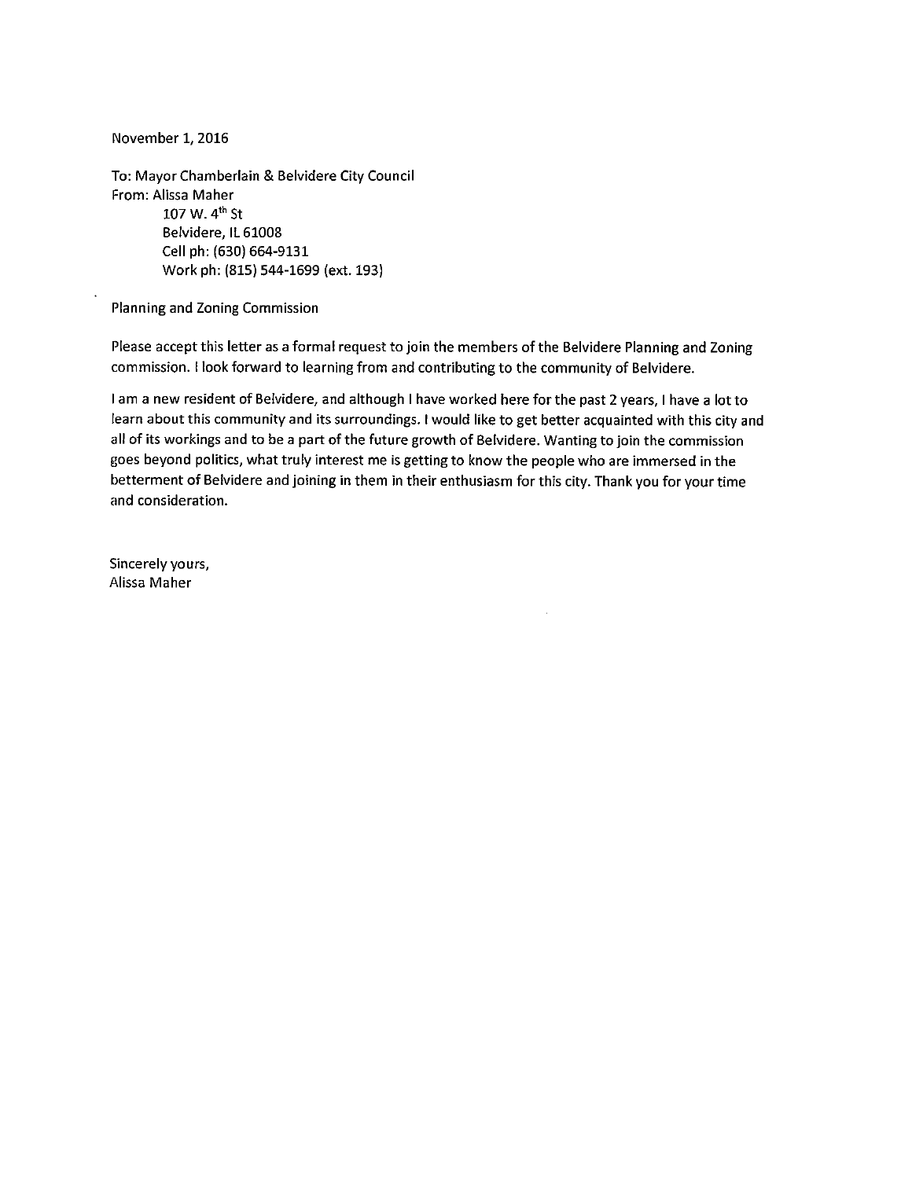November 1, 2016

To: Mayor Chamberlain & Belvidere City Council
From: Alissa Maher
107 W. 4th St
Belvidere, IL 61008
Cell ph: (630) 664-9131
Work ph: (815) 544-1699 (ext. 193)

Planning and Zoning Commission

Please accept this letter as a formal request to join the members of the Belvidere Planning and Zoning commission. I look forward to learning from and contributing to the community of Belvidere.

I am a new resident of Belvidere, and although I have worked here for the past 2 years, I have a lot to learn about this community and its surroundings. I would like to get better acquainted with this city and all of its workings and to be a part of the future growth of Belvidere. Wanting to join the commission goes beyond politics, what truly interest me is getting to know the people who are immersed in the betterment of Belvidere and joining in them in their enthusiasm for this city. Thank you for your time and consideration.

Sincerely yours,
Alissa Maher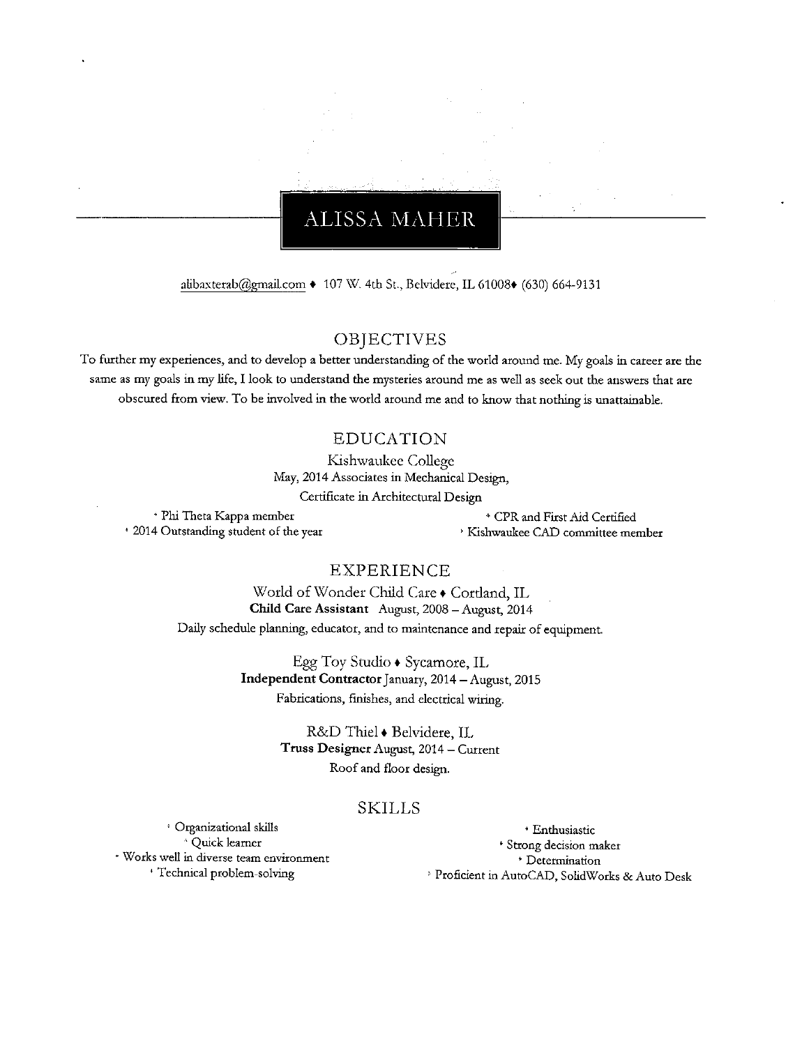# ALISSA MAHER

alibaxterab@gmail.com ♦ 107 W. 4th St., Belvidere, IL 61008♦ (630) 664-9131

## OBJECTIVES

To further my experiences, and to develop a better understanding of the world around me. My goals in career are the same as my goals in my life, I look to understand the mysteries around me as well as seek out the answers that are obscured from view. To be involved in the world around me and to know that nothing is unattainable.

## EDUCATION

Kishwaukee College
May, 2014 Associates in Mechanical Design,
Certificate in Architectural Design

- Phi Theta Kappa member
- 2014 Outstanding student of the year
- CPR and First Aid Certified
- Kishwaukee CAD committee member

## EXPERIENCE

World of Wonder Child Care ♦ Cortland, IL
**Child Care Assistant** August, 2008 – August, 2014
Daily schedule planning, educator, and to maintenance and repair of equipment.

Egg Toy Studio ♦ Sycamore, IL
**Independent Contractor** January, 2014 – August, 2015
Fabrications, finishes, and electrical wiring.

R&D Thiel ♦ Belvidere, IL
**Truss Designer** August, 2014 – Current
Roof and floor design.

## SKILLS

- Organizational skills
- Quick learner
- Works well in diverse team environment
- Technical problem-solving
- Enthusiastic
- Strong decision maker
- Determination
- Proficient in AutoCAD, SolidWorks & Auto Desk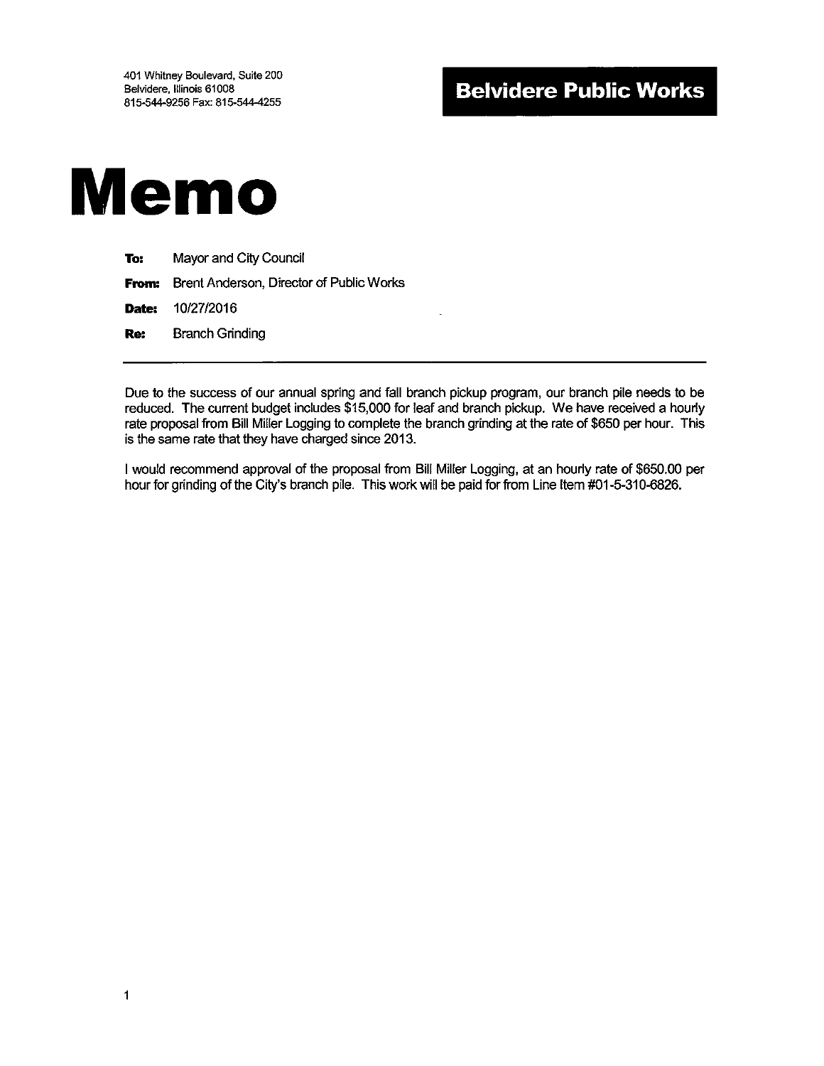401 Whitney Boulevard, Suite 200
Belvidere, Illinois 61008
815-544-9256 Fax: 815-544-4255

**Belvidere Public Works**

# Memo

**To:** Mayor and City Council

**From:** Brent Anderson, Director of Public Works

**Date:** 10/27/2016

**Re:** Branch Grinding

---

Due to the success of our annual spring and fall branch pickup program, our branch pile needs to be reduced. The current budget includes $15,000 for leaf and branch pickup. We have received a hourly rate proposal from Bill Miller Logging to complete the branch grinding at the rate of $650 per hour. This is the same rate that they have charged since 2013.

I would recommend approval of the proposal from Bill Miller Logging, at an hourly rate of $650.00 per hour for grinding of the City's branch pile. This work will be paid for from Line Item #01-5-310-6826.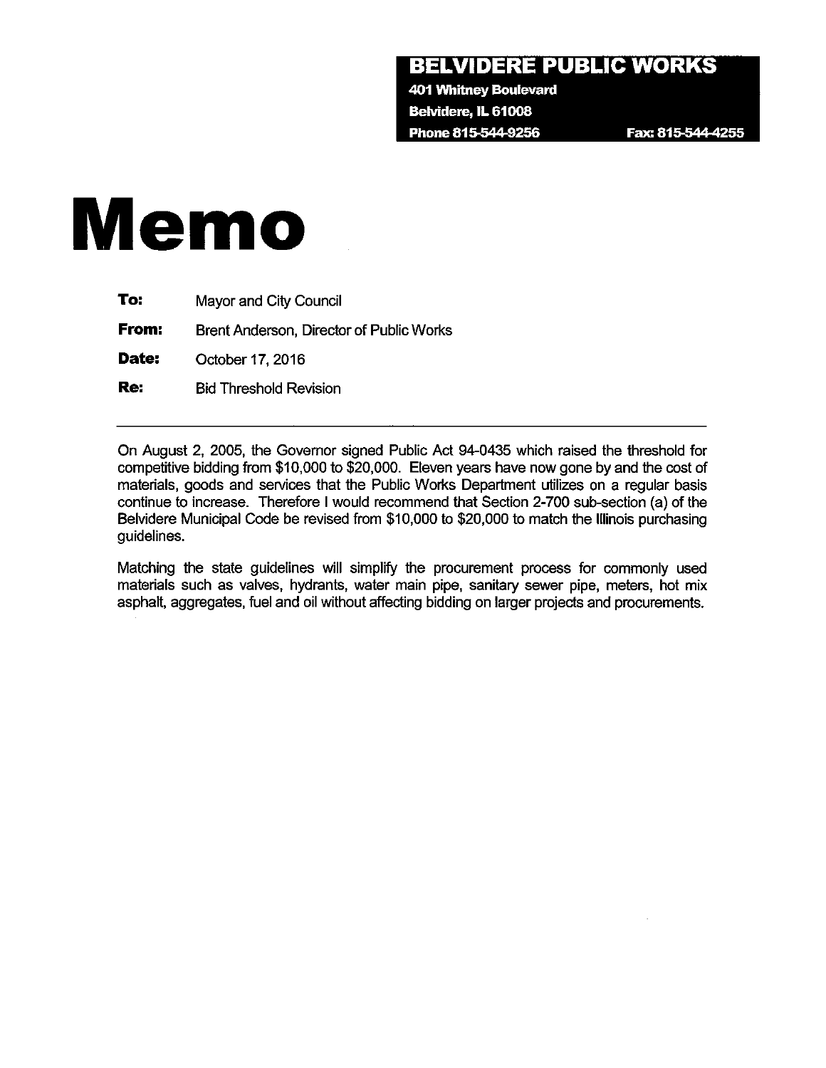**BELVIDERE PUBLIC WORKS**
401 Whitney Boulevard
Belvidere, IL 61008
Phone 815-544-9256 Fax: 815-544-4255

# Memo

**To:** Mayor and City Council

**From:** Brent Anderson, Director of Public Works

**Date:** October 17, 2016

**Re:** Bid Threshold Revision

---

On August 2, 2005, the Governor signed Public Act 94-0435 which raised the threshold for competitive bidding from $10,000 to $20,000. Eleven years have now gone by and the cost of materials, goods and services that the Public Works Department utilizes on a regular basis continue to increase. Therefore I would recommend that Section 2-700 sub-section (a) of the Belvidere Municipal Code be revised from $10,000 to $20,000 to match the Illinois purchasing guidelines.

Matching the state guidelines will simplify the procurement process for commonly used materials such as valves, hydrants, water main pipe, sanitary sewer pipe, meters, hot mix asphalt, aggregates, fuel and oil without affecting bidding on larger projects and procurements.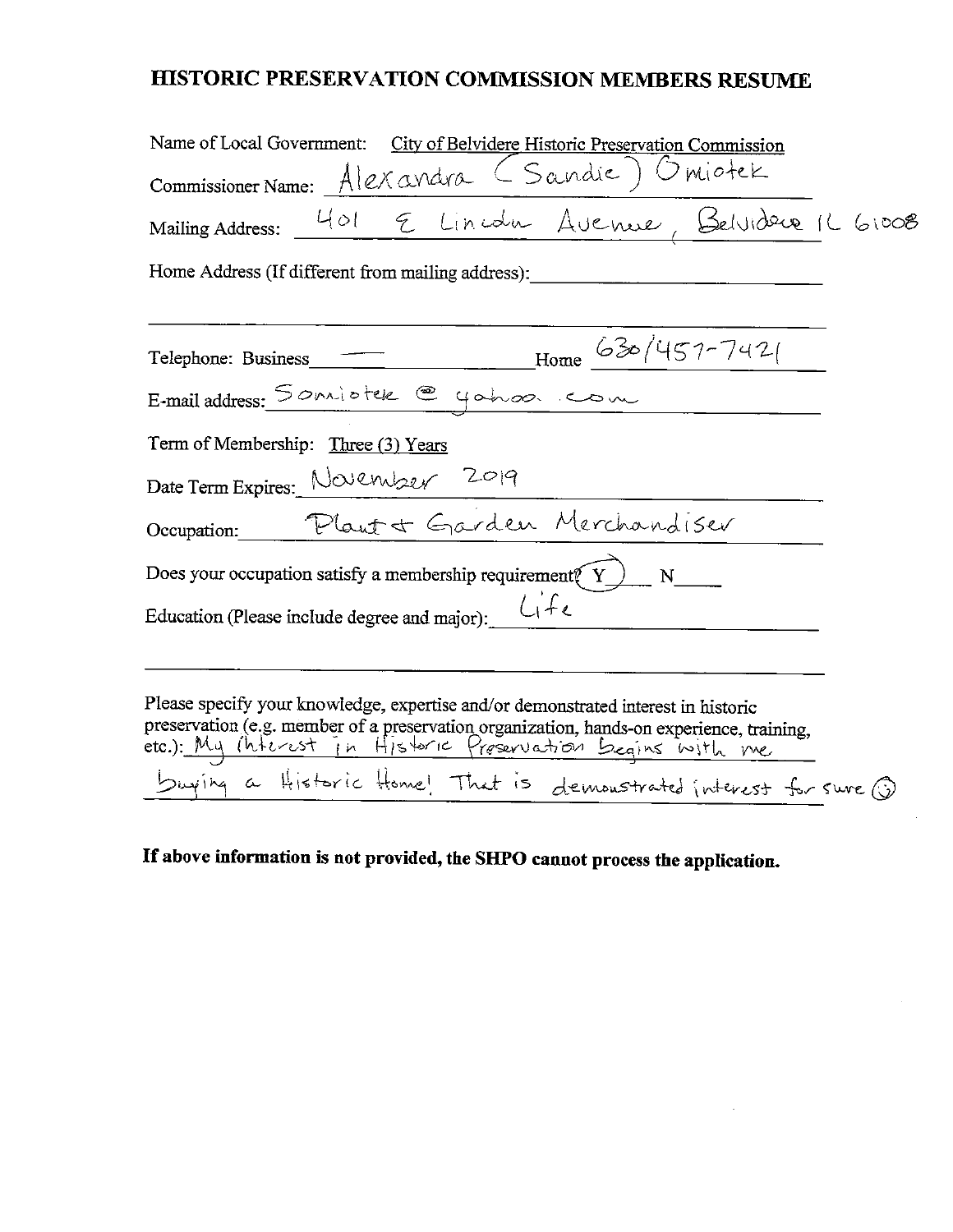# HISTORIC PRESERVATION COMMISSION MEMBERS RESUME

Name of Local Government: City of Belvidere Historic Preservation Commission

Commissioner Name: Alexandra (Sandie) Omiotek

Mailing Address: 401 E Lincoln Avenue, Belvidere IL 61008

Home Address (If different from mailing address):

Telephone: Business — Home 630/457-7421

E-mail address: Somiotek@yahoo.com

Term of Membership: Three (3) Years

Date Term Expires: November 2019

Occupation: Plant & Garden Merchandiser

Does your occupation satisfy a membership requirement? (Y) N

Education (Please include degree and major): Life

Please specify your knowledge, expertise and/or demonstrated interest in historic preservation (e.g. member of a preservation organization, hands-on experience, training, etc.): My interest in Historic Preservation begins with me buying a Historic Home! That is demonstrated interest for sure ☺

**If above information is not provided, the SHPO cannot process the application.**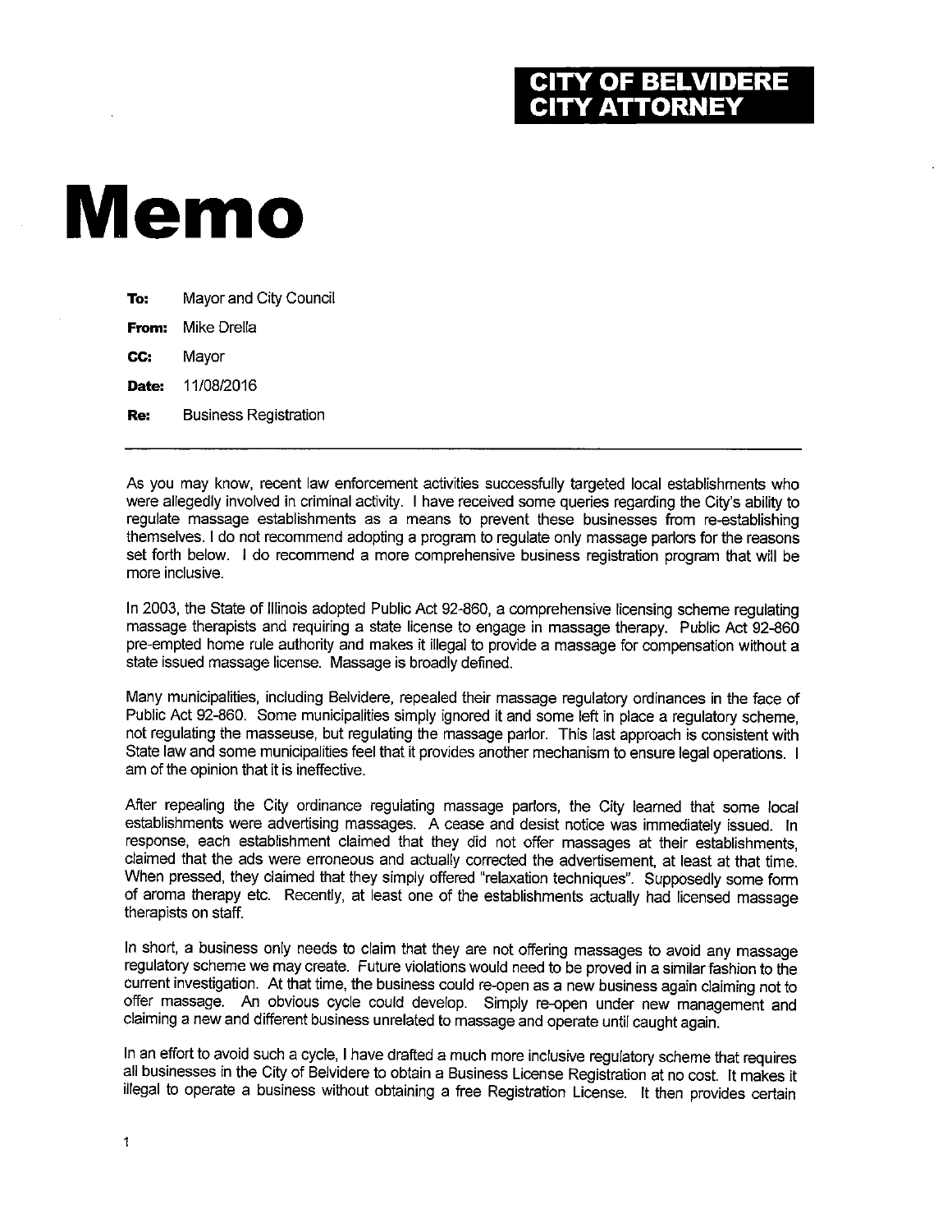**CITY OF BELVIDERE**
**CITY ATTORNEY**

# Memo

**To:** Mayor and City Council

**From:** Mike Drella

**CC:** Mayor

**Date:** 11/08/2016

**Re:** Business Registration

---

As you may know, recent law enforcement activities successfully targeted local establishments who were allegedly involved in criminal activity. I have received some queries regarding the City's ability to regulate massage establishments as a means to prevent these businesses from re-establishing themselves. I do not recommend adopting a program to regulate only massage parlors for the reasons set forth below. I do recommend a more comprehensive business registration program that will be more inclusive.

In 2003, the State of Illinois adopted Public Act 92-860, a comprehensive licensing scheme regulating massage therapists and requiring a state license to engage in massage therapy. Public Act 92-860 pre-empted home rule authority and makes it illegal to provide a massage for compensation without a state issued massage license. Massage is broadly defined.

Many municipalities, including Belvidere, repealed their massage regulatory ordinances in the face of Public Act 92-860. Some municipalities simply ignored it and some left in place a regulatory scheme, not regulating the masseuse, but regulating the massage parlor. This last approach is consistent with State law and some municipalities feel that it provides another mechanism to ensure legal operations. I am of the opinion that it is ineffective.

After repealing the City ordinance regulating massage parlors, the City learned that some local establishments were advertising massages. A cease and desist notice was immediately issued. In response, each establishment claimed that they did not offer massages at their establishments, claimed that the ads were erroneous and actually corrected the advertisement, at least at that time. When pressed, they claimed that they simply offered "relaxation techniques". Supposedly some form of aroma therapy etc. Recently, at least one of the establishments actually had licensed massage therapists on staff.

In short, a business only needs to claim that they are not offering massages to avoid any massage regulatory scheme we may create. Future violations would need to be proved in a similar fashion to the current investigation. At that time, the business could re-open as a new business again claiming not to offer massage. An obvious cycle could develop. Simply re-open under new management and claiming a new and different business unrelated to massage and operate until caught again.

In an effort to avoid such a cycle, I have drafted a much more inclusive regulatory scheme that requires all businesses in the City of Belvidere to obtain a Business License Registration at no cost. It makes it illegal to operate a business without obtaining a free Registration License. It then provides certain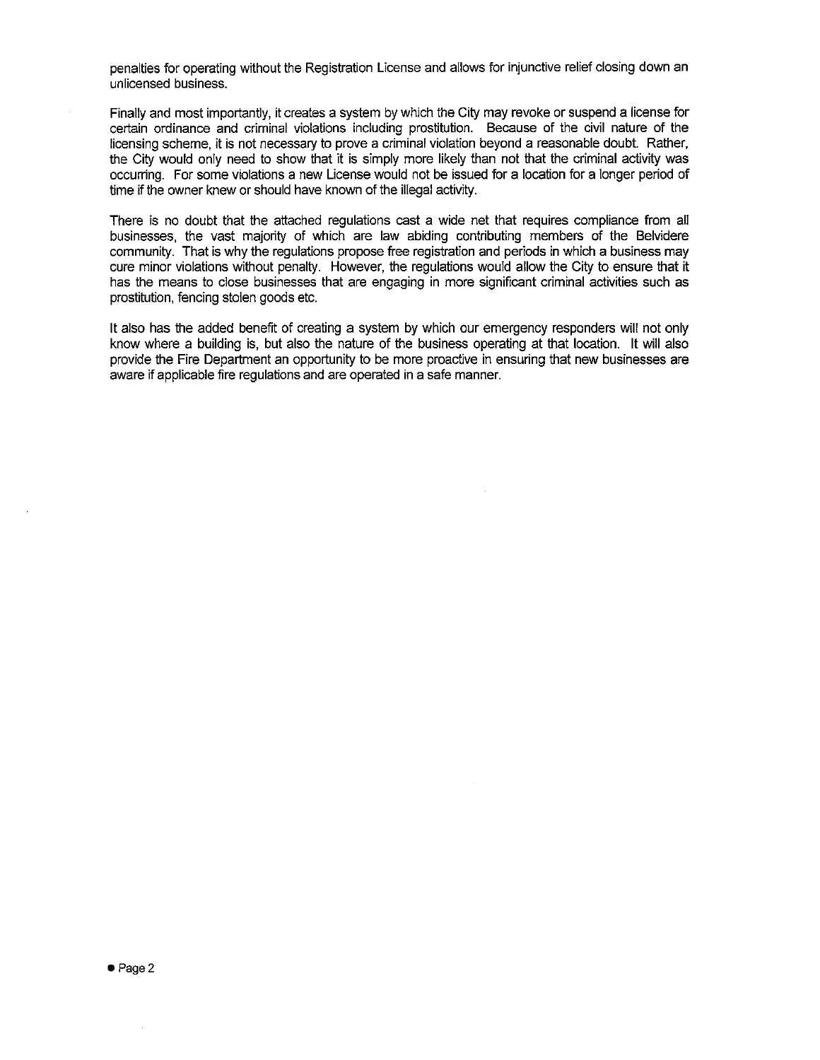penalties for operating without the Registration License and allows for injunctive relief closing down an unlicensed business.

Finally and most importantly, it creates a system by which the City may revoke or suspend a license for certain ordinance and criminal violations including prostitution. Because of the civil nature of the licensing scheme, it is not necessary to prove a criminal violation beyond a reasonable doubt. Rather, the City would only need to show that it is simply more likely than not that the criminal activity was occurring. For some violations a new License would not be issued for a location for a longer period of time if the owner knew or should have known of the illegal activity.

There is no doubt that the attached regulations cast a wide net that requires compliance from all businesses, the vast majority of which are law abiding contributing members of the Belvidere community. That is why the regulations propose free registration and periods in which a business may cure minor violations without penalty. However, the regulations would allow the City to ensure that it has the means to close businesses that are engaging in more significant criminal activities such as prostitution, fencing stolen goods etc.

It also has the added benefit of creating a system by which our emergency responders will not only know where a building is, but also the nature of the business operating at that location. It will also provide the Fire Department an opportunity to be more proactive in ensuring that new businesses are aware if applicable fire regulations and are operated in a safe manner.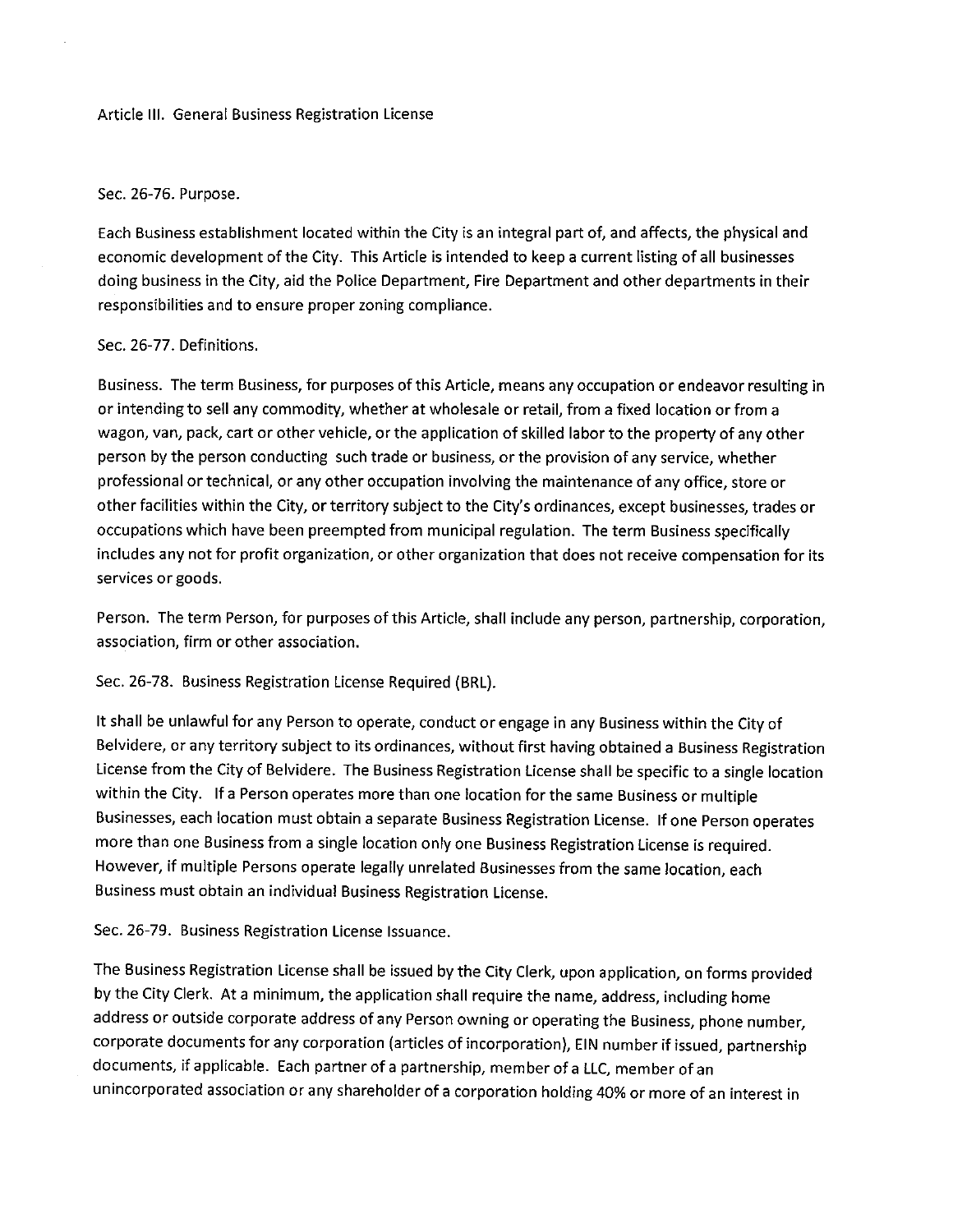## Article III. General Business Registration License

### Sec. 26-76. Purpose.

Each Business establishment located within the City is an integral part of, and affects, the physical and economic development of the City. This Article is intended to keep a current listing of all businesses doing business in the City, aid the Police Department, Fire Department and other departments in their responsibilities and to ensure proper zoning compliance.

### Sec. 26-77. Definitions.

Business. The term Business, for purposes of this Article, means any occupation or endeavor resulting in or intending to sell any commodity, whether at wholesale or retail, from a fixed location or from a wagon, van, pack, cart or other vehicle, or the application of skilled labor to the property of any other person by the person conducting such trade or business, or the provision of any service, whether professional or technical, or any other occupation involving the maintenance of any office, store or other facilities within the City, or territory subject to the City's ordinances, except businesses, trades or occupations which have been preempted from municipal regulation. The term Business specifically includes any not for profit organization, or other organization that does not receive compensation for its services or goods.

Person. The term Person, for purposes of this Article, shall include any person, partnership, corporation, association, firm or other association.

### Sec. 26-78. Business Registration License Required (BRL).

It shall be unlawful for any Person to operate, conduct or engage in any Business within the City of Belvidere, or any territory subject to its ordinances, without first having obtained a Business Registration License from the City of Belvidere. The Business Registration License shall be specific to a single location within the City. If a Person operates more than one location for the same Business or multiple Businesses, each location must obtain a separate Business Registration License. If one Person operates more than one Business from a single location only one Business Registration License is required. However, if multiple Persons operate legally unrelated Businesses from the same location, each Business must obtain an individual Business Registration License.

### Sec. 26-79. Business Registration License Issuance.

The Business Registration License shall be issued by the City Clerk, upon application, on forms provided by the City Clerk. At a minimum, the application shall require the name, address, including home address or outside corporate address of any Person owning or operating the Business, phone number, corporate documents for any corporation (articles of incorporation), EIN number if issued, partnership documents, if applicable. Each partner of a partnership, member of a LLC, member of an unincorporated association or any shareholder of a corporation holding 40% or more of an interest in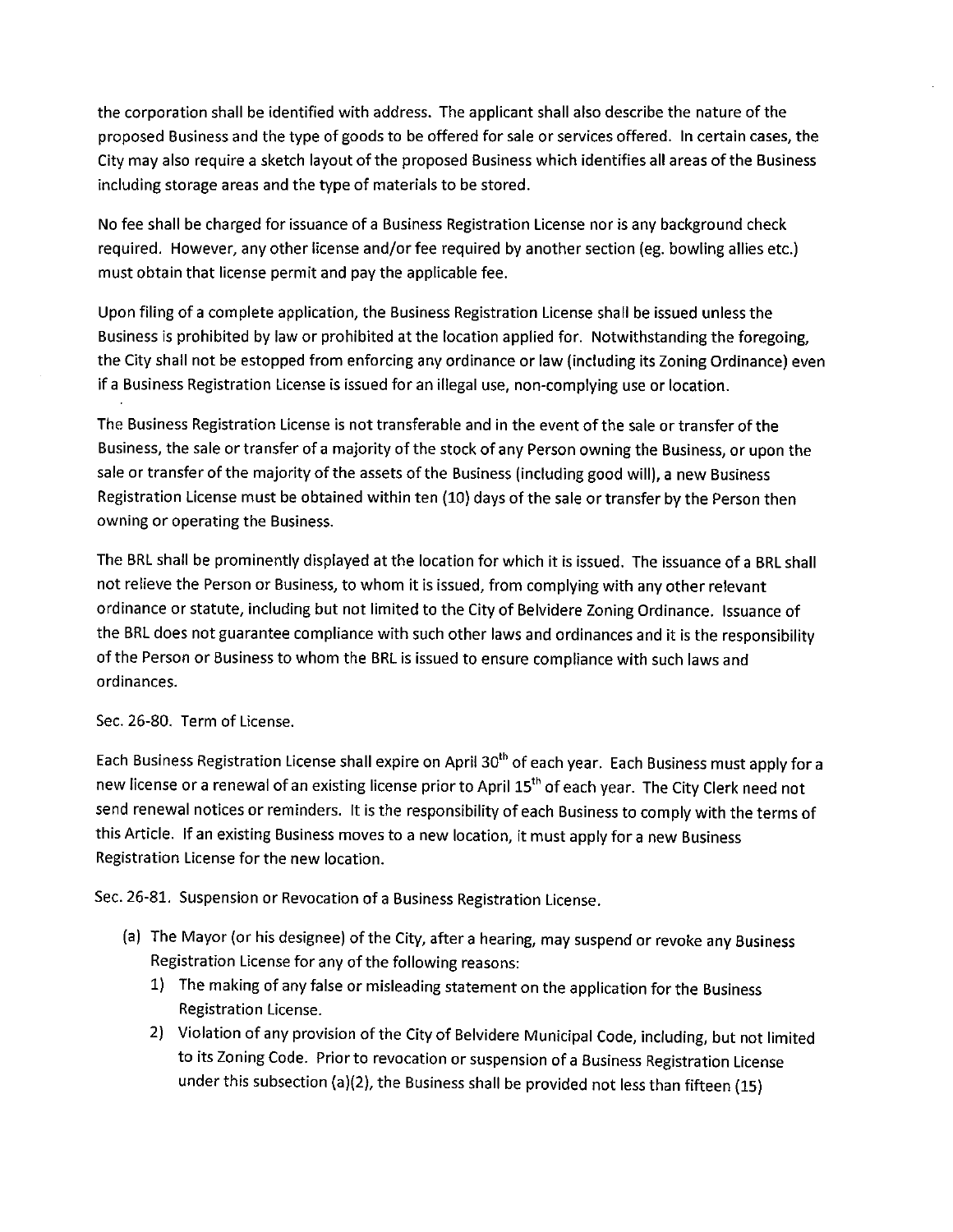the corporation shall be identified with address. The applicant shall also describe the nature of the proposed Business and the type of goods to be offered for sale or services offered. In certain cases, the City may also require a sketch layout of the proposed Business which identifies all areas of the Business including storage areas and the type of materials to be stored.

No fee shall be charged for issuance of a Business Registration License nor is any background check required. However, any other license and/or fee required by another section (eg. bowling allies etc.) must obtain that license permit and pay the applicable fee.

Upon filing of a complete application, the Business Registration License shall be issued unless the Business is prohibited by law or prohibited at the location applied for. Notwithstanding the foregoing, the City shall not be estopped from enforcing any ordinance or law (including its Zoning Ordinance) even if a Business Registration License is issued for an illegal use, non-complying use or location.

The Business Registration License is not transferable and in the event of the sale or transfer of the Business, the sale or transfer of a majority of the stock of any Person owning the Business, or upon the sale or transfer of the majority of the assets of the Business (including good will), a new Business Registration License must be obtained within ten (10) days of the sale or transfer by the Person then owning or operating the Business.

The BRL shall be prominently displayed at the location for which it is issued. The issuance of a BRL shall not relieve the Person or Business, to whom it is issued, from complying with any other relevant ordinance or statute, including but not limited to the City of Belvidere Zoning Ordinance. Issuance of the BRL does not guarantee compliance with such other laws and ordinances and it is the responsibility of the Person or Business to whom the BRL is issued to ensure compliance with such laws and ordinances.

Sec. 26-80. Term of License.

Each Business Registration License shall expire on April 30th of each year. Each Business must apply for a new license or a renewal of an existing license prior to April 15th of each year. The City Clerk need not send renewal notices or reminders. It is the responsibility of each Business to comply with the terms of this Article. If an existing Business moves to a new location, it must apply for a new Business Registration License for the new location.

Sec. 26-81. Suspension or Revocation of a Business Registration License.

(a) The Mayor (or his designee) of the City, after a hearing, may suspend or revoke any Business Registration License for any of the following reasons:
   1) The making of any false or misleading statement on the application for the Business Registration License.
   2) Violation of any provision of the City of Belvidere Municipal Code, including, but not limited to its Zoning Code. Prior to revocation or suspension of a Business Registration License under this subsection (a)(2), the Business shall be provided not less than fifteen (15)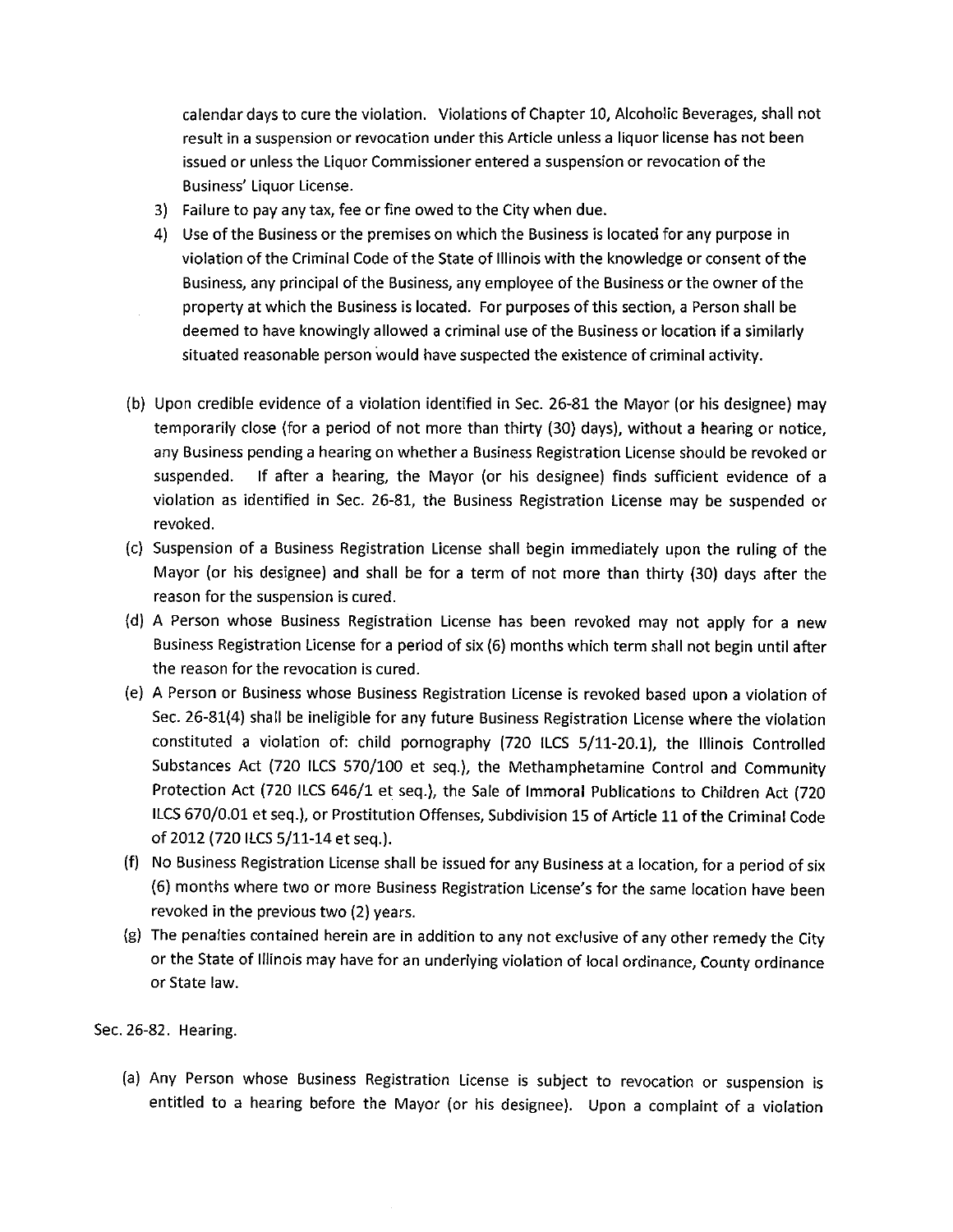calendar days to cure the violation. Violations of Chapter 10, Alcoholic Beverages, shall not result in a suspension or revocation under this Article unless a liquor license has not been issued or unless the Liquor Commissioner entered a suspension or revocation of the Business' Liquor License.

3) Failure to pay any tax, fee or fine owed to the City when due.
4) Use of the Business or the premises on which the Business is located for any purpose in violation of the Criminal Code of the State of Illinois with the knowledge or consent of the Business, any principal of the Business, any employee of the Business or the owner of the property at which the Business is located. For purposes of this section, a Person shall be deemed to have knowingly allowed a criminal use of the Business or location if a similarly situated reasonable person would have suspected the existence of criminal activity.

(b) Upon credible evidence of a violation identified in Sec. 26-81 the Mayor (or his designee) may temporarily close (for a period of not more than thirty (30) days), without a hearing or notice, any Business pending a hearing on whether a Business Registration License should be revoked or suspended. If after a hearing, the Mayor (or his designee) finds sufficient evidence of a violation as identified in Sec. 26-81, the Business Registration License may be suspended or revoked.

(c) Suspension of a Business Registration License shall begin immediately upon the ruling of the Mayor (or his designee) and shall be for a term of not more than thirty (30) days after the reason for the suspension is cured.

(d) A Person whose Business Registration License has been revoked may not apply for a new Business Registration License for a period of six (6) months which term shall not begin until after the reason for the revocation is cured.

(e) A Person or Business whose Business Registration License is revoked based upon a violation of Sec. 26-81(4) shall be ineligible for any future Business Registration License where the violation constituted a violation of: child pornography (720 ILCS 5/11-20.1), the Illinois Controlled Substances Act (720 ILCS 570/100 et seq.), the Methamphetamine Control and Community Protection Act (720 ILCS 646/1 et seq.), the Sale of Immoral Publications to Children Act (720 ILCS 670/0.01 et seq.), or Prostitution Offenses, Subdivision 15 of Article 11 of the Criminal Code of 2012 (720 ILCS 5/11-14 et seq.).

(f) No Business Registration License shall be issued for any Business at a location, for a period of six (6) months where two or more Business Registration License's for the same location have been revoked in the previous two (2) years.

(g) The penalties contained herein are in addition to any not exclusive of any other remedy the City or the State of Illinois may have for an underlying violation of local ordinance, County ordinance or State law.

Sec. 26-82. Hearing.

(a) Any Person whose Business Registration License is subject to revocation or suspension is entitled to a hearing before the Mayor (or his designee). Upon a complaint of a violation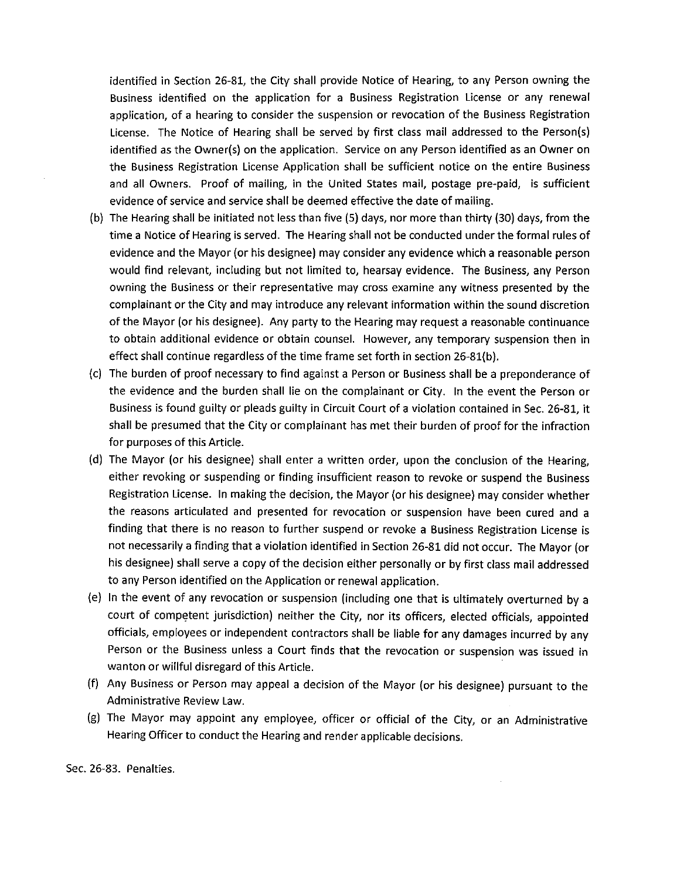identified in Section 26-81, the City shall provide Notice of Hearing, to any Person owning the Business identified on the application for a Business Registration License or any renewal application, of a hearing to consider the suspension or revocation of the Business Registration License. The Notice of Hearing shall be served by first class mail addressed to the Person(s) identified as the Owner(s) on the application. Service on any Person identified as an Owner on the Business Registration License Application shall be sufficient notice on the entire Business and all Owners. Proof of mailing, in the United States mail, postage pre-paid, is sufficient evidence of service and service shall be deemed effective the date of mailing.

(b) The Hearing shall be initiated not less than five (5) days, nor more than thirty (30) days, from the time a Notice of Hearing is served. The Hearing shall not be conducted under the formal rules of evidence and the Mayor (or his designee) may consider any evidence which a reasonable person would find relevant, including but not limited to, hearsay evidence. The Business, any Person owning the Business or their representative may cross examine any witness presented by the complainant or the City and may introduce any relevant information within the sound discretion of the Mayor (or his designee). Any party to the Hearing may request a reasonable continuance to obtain additional evidence or obtain counsel. However, any temporary suspension then in effect shall continue regardless of the time frame set forth in section 26-81(b).

(c) The burden of proof necessary to find against a Person or Business shall be a preponderance of the evidence and the burden shall lie on the complainant or City. In the event the Person or Business is found guilty or pleads guilty in Circuit Court of a violation contained in Sec. 26-81, it shall be presumed that the City or complainant has met their burden of proof for the infraction for purposes of this Article.

(d) The Mayor (or his designee) shall enter a written order, upon the conclusion of the Hearing, either revoking or suspending or finding insufficient reason to revoke or suspend the Business Registration License. In making the decision, the Mayor (or his designee) may consider whether the reasons articulated and presented for revocation or suspension have been cured and a finding that there is no reason to further suspend or revoke a Business Registration License is not necessarily a finding that a violation identified in Section 26-81 did not occur. The Mayor (or his designee) shall serve a copy of the decision either personally or by first class mail addressed to any Person identified on the Application or renewal application.

(e) In the event of any revocation or suspension (including one that is ultimately overturned by a court of competent jurisdiction) neither the City, nor its officers, elected officials, appointed officials, employees or independent contractors shall be liable for any damages incurred by any Person or the Business unless a Court finds that the revocation or suspension was issued in wanton or willful disregard of this Article.

(f) Any Business or Person may appeal a decision of the Mayor (or his designee) pursuant to the Administrative Review Law.

(g) The Mayor may appoint any employee, officer or official of the City, or an Administrative Hearing Officer to conduct the Hearing and render applicable decisions.

Sec. 26-83. Penalties.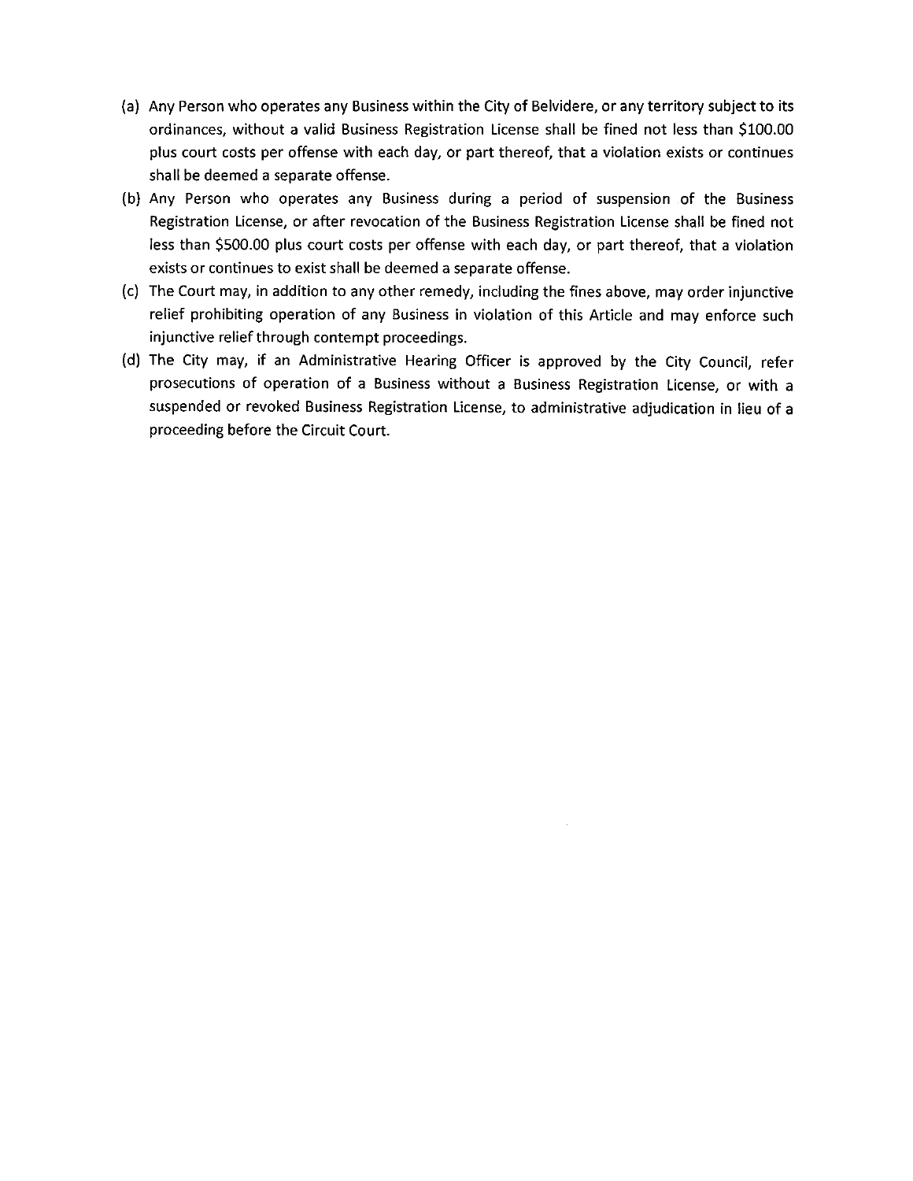(a) Any Person who operates any Business within the City of Belvidere, or any territory subject to its ordinances, without a valid Business Registration License shall be fined not less than $100.00 plus court costs per offense with each day, or part thereof, that a violation exists or continues shall be deemed a separate offense.

(b) Any Person who operates any Business during a period of suspension of the Business Registration License, or after revocation of the Business Registration License shall be fined not less than $500.00 plus court costs per offense with each day, or part thereof, that a violation exists or continues to exist shall be deemed a separate offense.

(c) The Court may, in addition to any other remedy, including the fines above, may order injunctive relief prohibiting operation of any Business in violation of this Article and may enforce such injunctive relief through contempt proceedings.

(d) The City may, if an Administrative Hearing Officer is approved by the City Council, refer prosecutions of operation of a Business without a Business Registration License, or with a suspended or revoked Business Registration License, to administrative adjudication in lieu of a proceeding before the Circuit Court.